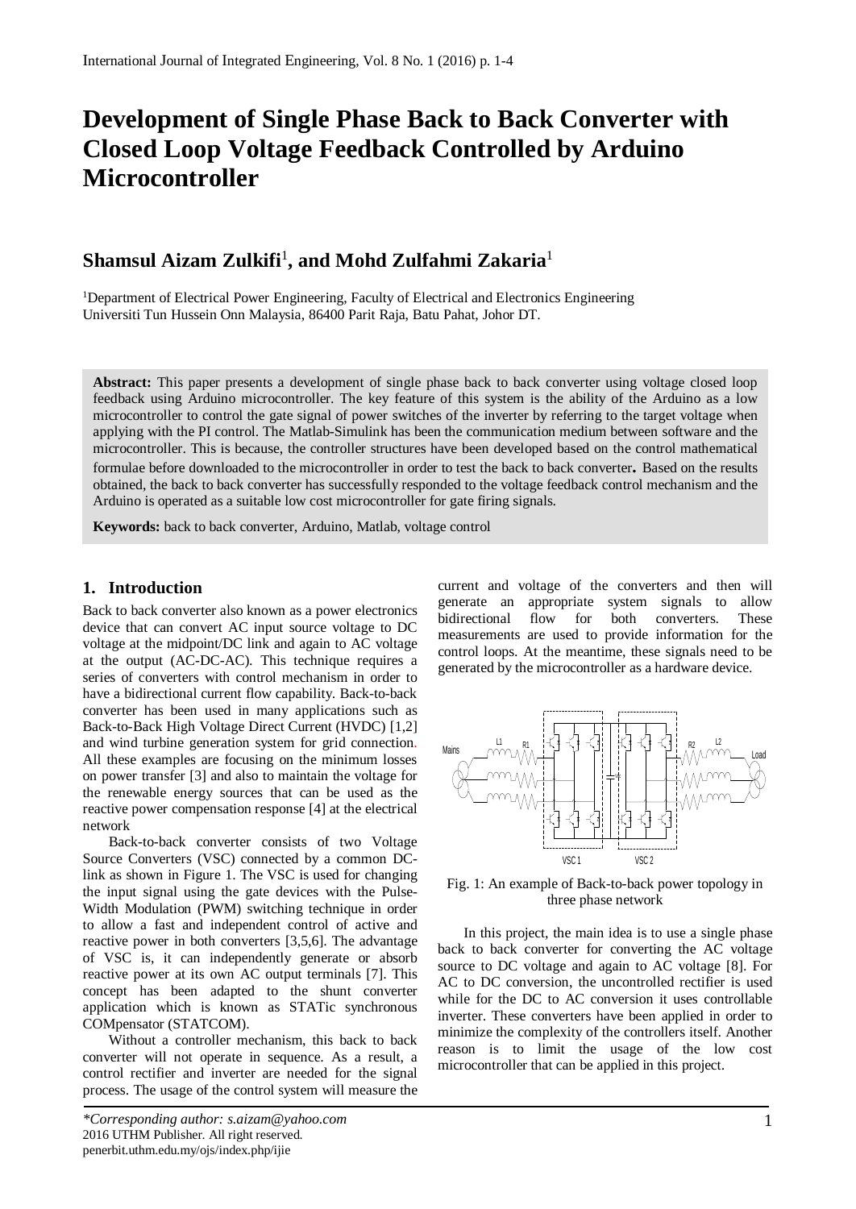# Development of Single Phase Back to Back Converter with Closed Loop Voltage Feedback Controlled by Arduino Microcontroller

## Shamsul Aizam Zulkifi[1], and Mohd Zulfahmi Zakaria[1]

[1]Department of Electrical Power Engineering, Faculty of Electrical and Electronics Engineering Universiti Tun Hussein Onn Malaysia, 86400 Parit Raja, Batu Pahat, Johor DT.

**Abstract:** This paper presents a development of single phase back to back converter using voltage closed loop feedback using Arduino microcontroller. The key feature of this system is the ability of the Arduino as a low microcontroller to control the gate signal of power switches of the inverter by referring to the target voltage when applying with the PI control. The Matlab-Simulink has been the communication medium between software and the microcontroller. This is because, the controller structures have been developed based on the control mathematical formulae before downloaded to the microcontroller in order to test the back to back converter**.** Based on the results obtained, the back to back converter has successfully responded to the voltage feedback control mechanism and the Arduino is operated as a suitable low cost microcontroller for gate firing signals.

**Keywords:** back to back converter, Arduino, Matlab, voltage control

## 1. Introduction

Back to back converter also known as a power electronics device that can convert AC input source voltage to DC voltage at the midpoint/DC link and again to AC voltage at the output (AC-DC-AC). This technique requires a series of converters with control mechanism in order to have a bidirectional current flow capability. Back-to-back converter has been used in many applications such as Back-to-Back High Voltage Direct Current (HVDC) [1,2] and wind turbine generation system for grid connection. All these examples are focusing on the minimum losses on power transfer [3] and also to maintain the voltage for the renewable energy sources that can be used as the reactive power compensation response [4] at the electrical network

Back-to-back converter consists of two Voltage Source Converters (VSC) connected by a common DC-link as shown in Figure 1. The VSC is used for changing the input signal using the gate devices with the Pulse-Width Modulation (PWM) switching technique in order to allow a fast and independent control of active and reactive power in both converters [3,5,6]. The advantage of VSC is, it can independently generate or absorb reactive power at its own AC output terminals [7]. This concept has been adapted to the shunt converter application which is known as STATic synchronous COMpensator (STATCOM).

Without a controller mechanism, this back to back converter will not operate in sequence. As a result, a control rectifier and inverter are needed for the signal process. The usage of the control system will measure the current and voltage of the converters and then will generate an appropriate system signals to allow bidirectional flow for both converters. These measurements are used to provide information for the control loops. At the meantime, these signals need to be generated by the microcontroller as a hardware device.

Fig. 1: An example of Back-to-back power topology in three phase network

In this project, the main idea is to use a single phase back to back converter for converting the AC voltage source to DC voltage and again to AC voltage [8]. For AC to DC conversion, the uncontrolled rectifier is used while for the DC to AC conversion it uses controllable inverter. These converters have been applied in order to minimize the complexity of the controllers itself. Another reason is to limit the usage of the low cost microcontroller that can be applied in this project.

*\*Corresponding author: s.aizam@yahoo.com*
2016 UTHM Publisher. All right reserved.
penerbit.uthm.edu.my/ojs/index.php/ijie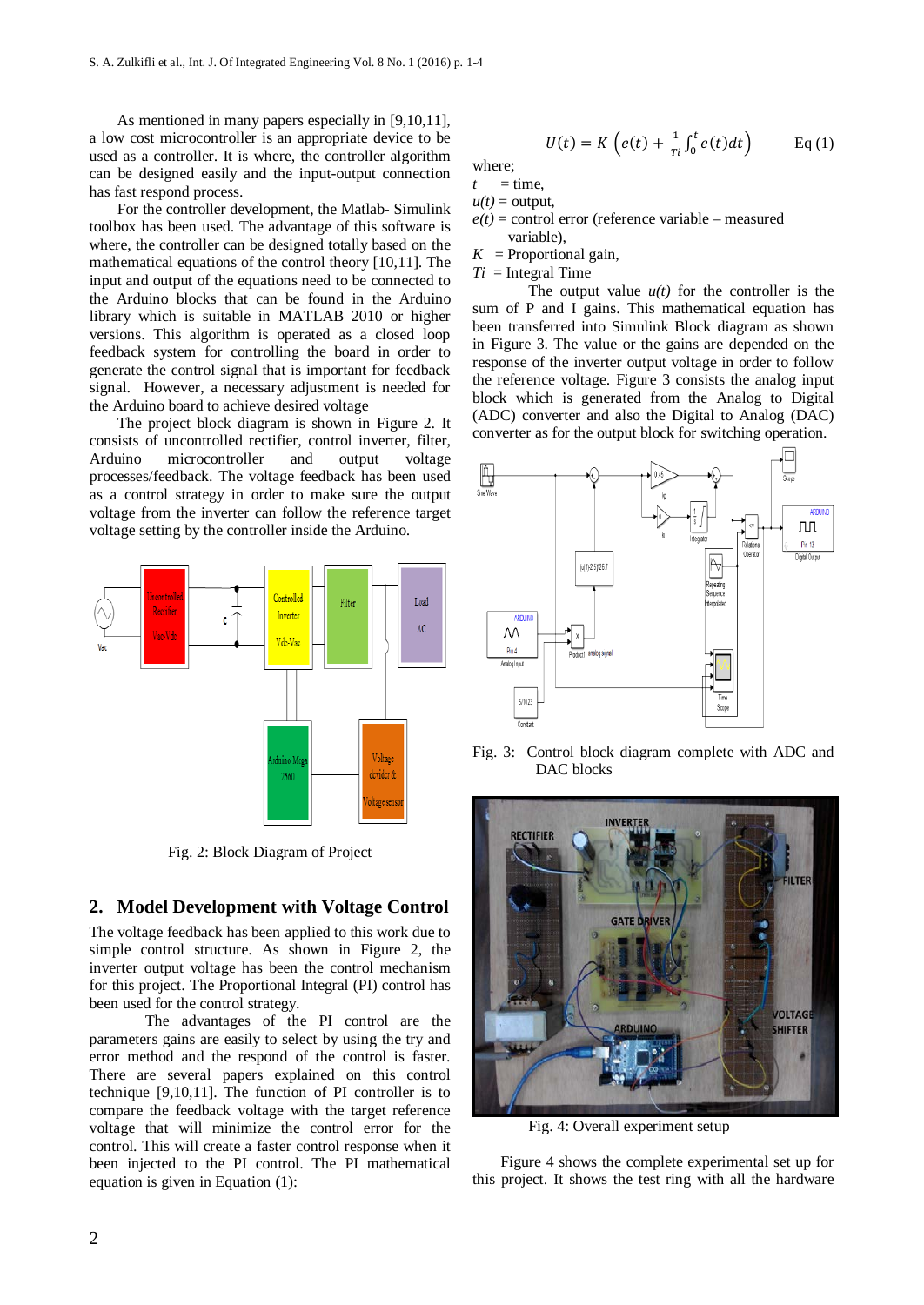As mentioned in many papers especially in [9,10,11], a low cost microcontroller is an appropriate device to be used as a controller. It is where, the controller algorithm can be designed easily and the input-output connection has fast respond process.

For the controller development, the Matlab- Simulink toolbox has been used. The advantage of this software is where, the controller can be designed totally based on the mathematical equations of the control theory [10,11]. The input and output of the equations need to be connected to the Arduino blocks that can be found in the Arduino library which is suitable in MATLAB 2010 or higher versions. This algorithm is operated as a closed loop feedback system for controlling the board in order to generate the control signal that is important for feedback signal. However, a necessary adjustment is needed for the Arduino board to achieve desired voltage

The project block diagram is shown in Figure 2. It consists of uncontrolled rectifier, control inverter, filter, Arduino microcontroller and output voltage processes/feedback. The voltage feedback has been used as a control strategy in order to make sure the output voltage from the inverter can follow the reference target voltage setting by the controller inside the Arduino.

Fig. 2: Block Diagram of Project

## 2. Model Development with Voltage Control

The voltage feedback has been applied to this work due to simple control structure. As shown in Figure 2, the inverter output voltage has been the control mechanism for this project. The Proportional Integral (PI) control has been used for the control strategy.

The advantages of the PI control are the parameters gains are easily to select by using the try and error method and the respond of the control is faster. There are several papers explained on this control technique [9,10,11]. The function of PI controller is to compare the feedback voltage with the target reference voltage that will minimize the control error for the control. This will create a faster control response when it been injected to the PI control. The PI mathematical equation is given in Equation (1):

$$U(t) = K\left(e(t) + \frac{1}{Ti}\int_0^t e(t)dt\right) \qquad \text{Eq (1)}$$

where;

$t$ = time,

$u(t)$ = output,

$e(t)$ = control error (reference variable – measured variable),

$K$ = Proportional gain,

$Ti$ = Integral Time

The output value $u(t)$ for the controller is the sum of P and I gains. This mathematical equation has been transferred into Simulink Block diagram as shown in Figure 3. The value or the gains are depended on the response of the inverter output voltage in order to follow the reference voltage. Figure 3 consists the analog input block which is generated from the Analog to Digital (ADC) converter and also the Digital to Analog (DAC) converter as for the output block for switching operation.

Fig. 3: Control block diagram complete with ADC and DAC blocks

Fig. 4: Overall experiment setup

Figure 4 shows the complete experimental set up for this project. It shows the test ring with all the hardware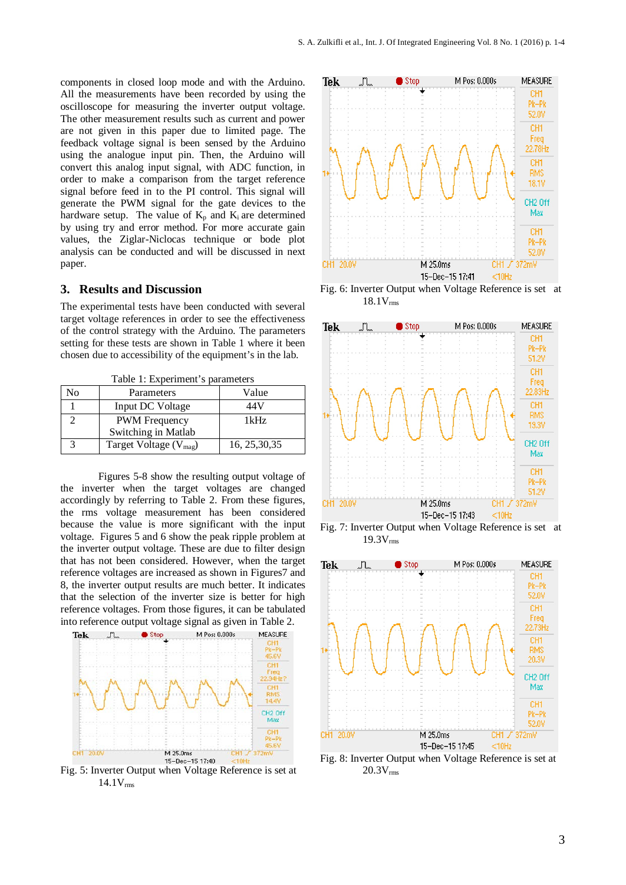components in closed loop mode and with the Arduino. All the measurements have been recorded by using the oscilloscope for measuring the inverter output voltage. The other measurement results such as current and power are not given in this paper due to limited page. The feedback voltage signal is been sensed by the Arduino using the analogue input pin. Then, the Arduino will convert this analog input signal, with ADC function, in order to make a comparison from the target reference signal before feed in to the PI control. This signal will generate the PWM signal for the gate devices to the hardware setup. The value of $K_p$ and $K_i$ are determined by using try and error method. For more accurate gain values, the Ziglar-Niclocas technique or bode plot analysis can be conducted and will be discussed in next paper.

## 3. Results and Discussion

The experimental tests have been conducted with several target voltage references in order to see the effectiveness of the control strategy with the Arduino. The parameters setting for these tests are shown in Table 1 where it been chosen due to accessibility of the equipment's in the lab.

Table 1: Experiment's parameters

| No | Parameters | Value |
|---|---|---|
| 1 | Input DC Voltage | 44V |
| 2 | PWM Frequency Switching in Matlab | 1kHz |
| 3 | Target Voltage ($V_{mag}$) | 16, 25,30,35 |

Figures 5-8 show the resulting output voltage of the inverter when the target voltages are changed accordingly by referring to Table 2. From these figures, the rms voltage measurement has been considered because the value is more significant with the input voltage. Figures 5 and 6 show the peak ripple problem at the inverter output voltage. These are due to filter design that has not been considered. However, when the target reference voltages are increased as shown in Figures7 and 8, the inverter output results are much better. It indicates that the selection of the inverter size is better for high reference voltages. From those figures, it can be tabulated into reference output voltage signal as given in Table 2.

Fig. 5: Inverter Output when Voltage Reference is set at $14.1V_{rms}$

Fig. 6: Inverter Output when Voltage Reference is set at $18.1V_{rms}$

Fig. 7: Inverter Output when Voltage Reference is set at $19.3V_{rms}$

Fig. 8: Inverter Output when Voltage Reference is set at $20.3V_{rms}$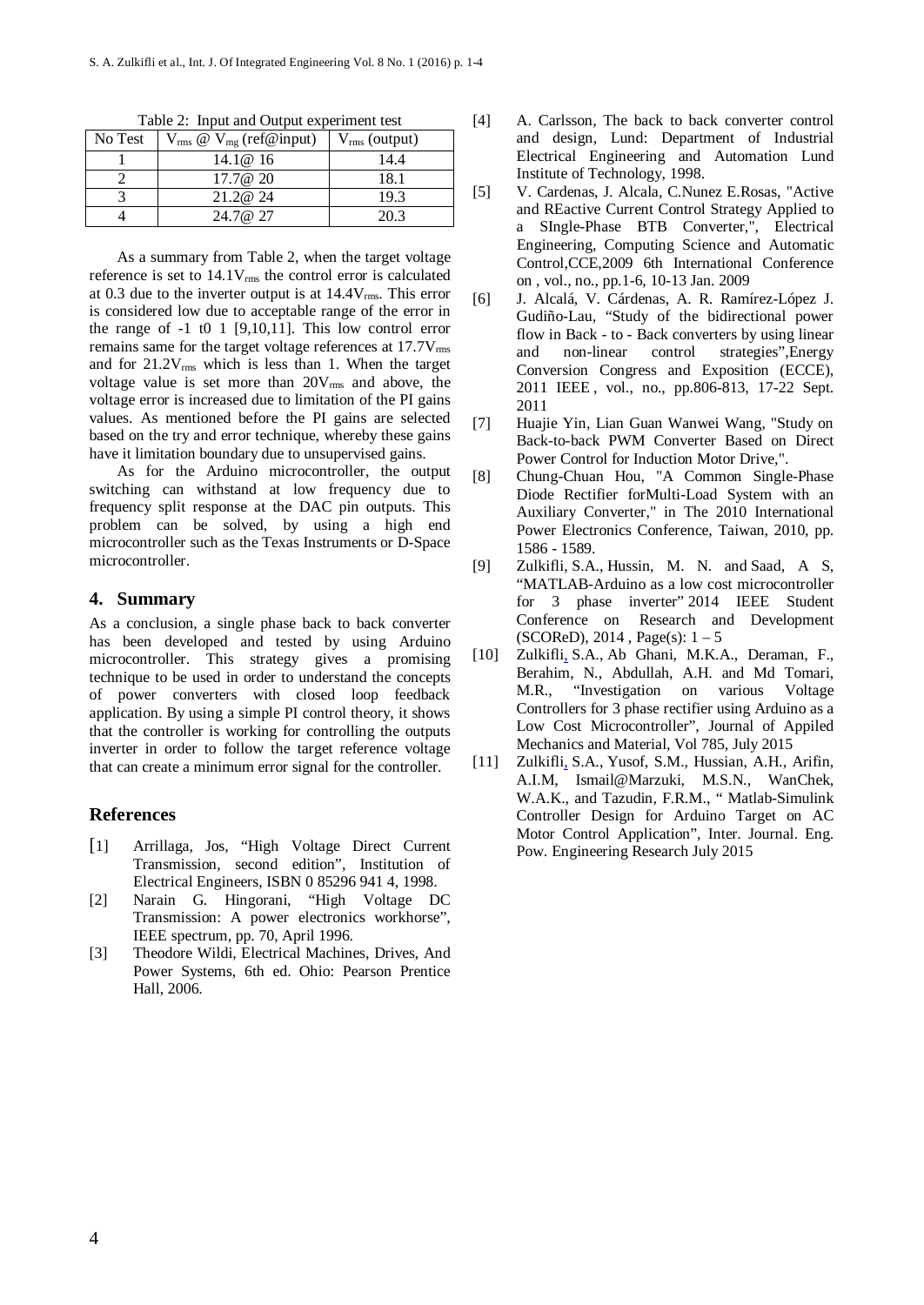Table 2: Input and Output experiment test

| No Test | $V_{rms}$ @ $V_{mg}$ (ref@input) | $V_{rms}$ (output) |
|---|---|---|
| 1 | 14.1@ 16 | 14.4 |
| 2 | 17.7@ 20 | 18.1 |
| 3 | 21.2@ 24 | 19.3 |
| 4 | 24.7@ 27 | 20.3 |

As a summary from Table 2, when the target voltage reference is set to $14.1V_{rms}$ the control error is calculated at 0.3 due to the inverter output is at $14.4V_{rms}$. This error is considered low due to acceptable range of the error in the range of -1 t0 1 [9,10,11]. This low control error remains same for the target voltage references at $17.7V_{rms}$ and for $21.2V_{rms}$ which is less than 1. When the target voltage value is set more than $20V_{rms}$ and above, the voltage error is increased due to limitation of the PI gains values. As mentioned before the PI gains are selected based on the try and error technique, whereby these gains have it limitation boundary due to unsupervised gains.

As for the Arduino microcontroller, the output switching can withstand at low frequency due to frequency split response at the DAC pin outputs. This problem can be solved, by using a high end microcontroller such as the Texas Instruments or D-Space microcontroller.

## 4. Summary

As a conclusion, a single phase back to back converter has been developed and tested by using Arduino microcontroller. This strategy gives a promising technique to be used in order to understand the concepts of power converters with closed loop feedback application. By using a simple PI control theory, it shows that the controller is working for controlling the outputs inverter in order to follow the target reference voltage that can create a minimum error signal for the controller.

## References

[1] Arrillaga, Jos, "High Voltage Direct Current Transmission, second edition", Institution of Electrical Engineers, ISBN 0 85296 941 4, 1998.

[2] Narain G. Hingorani, "High Voltage DC Transmission: A power electronics workhorse", IEEE spectrum, pp. 70, April 1996.

[3] Theodore Wildi, Electrical Machines, Drives, And Power Systems, 6th ed. Ohio: Pearson Prentice Hall, 2006.

[4] A. Carlsson, The back to back converter control and design, Lund: Department of Industrial Electrical Engineering and Automation Lund Institute of Technology, 1998.

[5] V. Cardenas, J. Alcala, C.Nunez E.Rosas, "Active and REactive Current Control Strategy Applied to a SIngle-Phase BTB Converter,", Electrical Engineering, Computing Science and Automatic Control,CCE,2009 6th International Conference on , vol., no., pp.1-6, 10-13 Jan. 2009

[6] J. Alcalá, V. Cárdenas, A. R. Ramírez-López J. Gudiño-Lau, "Study of the bidirectional power flow in Back - to - Back converters by using linear and non-linear control strategies",Energy Conversion Congress and Exposition (ECCE), 2011 IEEE , vol., no., pp.806-813, 17-22 Sept. 2011

[7] Huajie Yin, Lian Guan Wanwei Wang, "Study on Back-to-back PWM Converter Based on Direct Power Control for Induction Motor Drive,".

[8] Chung-Chuan Hou, "A Common Single-Phase Diode Rectifier forMulti-Load System with an Auxiliary Converter," in The 2010 International Power Electronics Conference, Taiwan, 2010, pp. 1586 - 1589.

[9] Zulkifli, S.A., Hussin, M. N. and Saad, A S, "MATLAB-Arduino as a low cost microcontroller for 3 phase inverter" 2014 IEEE Student Conference on Research and Development (SCOReD), 2014 , Page(s): 1 – 5

[10] Zulkifli, S.A., Ab Ghani, M.K.A., Deraman, F., Berahim, N., Abdullah, A.H. and Md Tomari, M.R., "Investigation on various Voltage Controllers for 3 phase rectifier using Arduino as a Low Cost Microcontroller", Journal of Appiled Mechanics and Material, Vol 785, July 2015

[11] Zulkifli, S.A., Yusof, S.M., Hussian, A.H., Arifin, A.I.M, Ismail@Marzuki, M.S.N., WanChek, W.A.K., and Tazudin, F.R.M., " Matlab-Simulink Controller Design for Arduino Target on AC Motor Control Application", Inter. Journal. Eng. Pow. Engineering Research July 2015